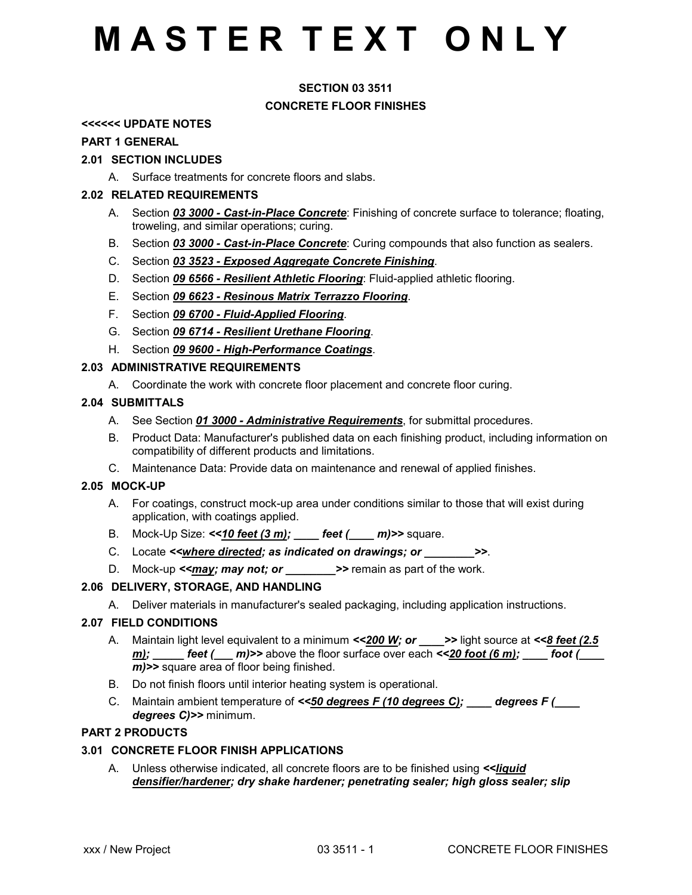# M A S T E R T E X T O N L Y

**SECTION 03 3511**

**CONCRETE FLOOR FINISHES**

**<<<<<< UPDATE NOTES**

## PART 1 GENERAL

### 2.01 SECTION INCLUDES

A. Surface treatments for concrete floors and slabs.

### 2.02 RELATED REQUIREMENTS

A. Section ***03 3000 - Cast-in-Place Concrete***: Finishing of concrete surface to tolerance; floating, troweling, and similar operations; curing.

B. Section ***03 3000 - Cast-in-Place Concrete***: Curing compounds that also function as sealers.

C. Section ***03 3523 - Exposed Aggregate Concrete Finishing***.

D. Section ***09 6566 - Resilient Athletic Flooring***: Fluid-applied athletic flooring.

E. Section ***09 6623 - Resinous Matrix Terrazzo Flooring***.

F. Section ***09 6700 - Fluid-Applied Flooring***.

G. Section ***09 6714 - Resilient Urethane Flooring***.

H. Section ***09 9600 - High-Performance Coatings***.

### 2.03 ADMINISTRATIVE REQUIREMENTS

A. Coordinate the work with concrete floor placement and concrete floor curing.

### 2.04 SUBMITTALS

A. See Section ***01 3000 - Administrative Requirements***, for submittal procedures.

B. Product Data: Manufacturer's published data on each finishing product, including information on compatibility of different products and limitations.

C. Maintenance Data: Provide data on maintenance and renewal of applied finishes.

### 2.05 MOCK-UP

A. For coatings, construct mock-up area under conditions similar to those that will exist during application, with coatings applied.

B. Mock-Up Size: ***<<10 feet (3 m); ____ feet (____ m)>>*** square.

C. Locate ***<<where directed; as indicated on drawings; or ________>>***.

D. Mock-up ***<<may; may not; or ________>>*** remain as part of the work.

### 2.06 DELIVERY, STORAGE, AND HANDLING

A. Deliver materials in manufacturer's sealed packaging, including application instructions.

### 2.07 FIELD CONDITIONS

A. Maintain light level equivalent to a minimum ***<<200 W; or ____>>*** light source at ***<<8 feet (2.5 m); _____ feet (___ m)>>*** above the floor surface over each ***<<20 foot (6 m); ____ foot (____ m)>>*** square area of floor being finished.

B. Do not finish floors until interior heating system is operational.

C. Maintain ambient temperature of ***<<50 degrees F (10 degrees C); ____ degrees F (____ degrees C)>>*** minimum.

## PART 2 PRODUCTS

### 3.01 CONCRETE FLOOR FINISH APPLICATIONS

A. Unless otherwise indicated, all concrete floors are to be finished using ***<<liquid densifier/hardener; dry shake hardener; penetrating sealer; high gloss sealer; slip***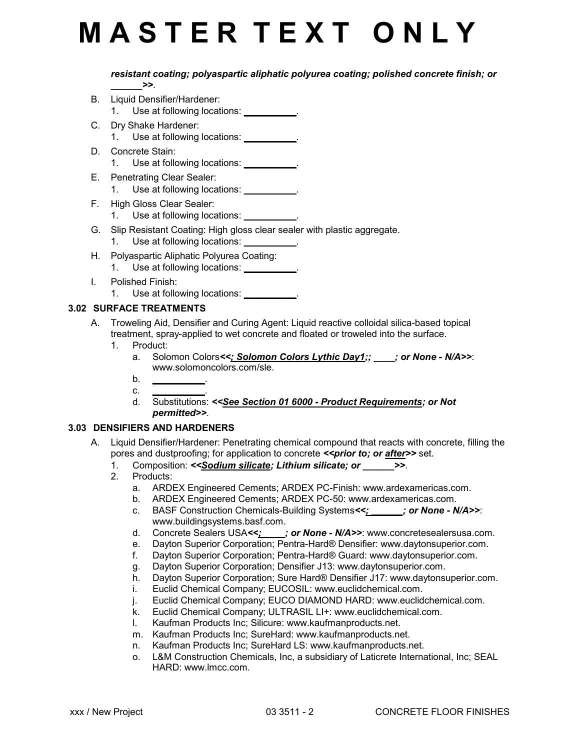# MASTER TEXT ONLY

*resistant coating; polyaspartic aliphatic polyurea coating; polished concrete finish; or ______>>*.

B. Liquid Densifier/Hardener:
   1. Use at following locations: __________.

C. Dry Shake Hardener:
   1. Use at following locations: __________.

D. Concrete Stain:
   1. Use at following locations: __________.

E. Penetrating Clear Sealer:
   1. Use at following locations: __________.

F. High Gloss Clear Sealer:
   1. Use at following locations: __________.

G. Slip Resistant Coating: High gloss clear sealer with plastic aggregate.
   1. Use at following locations: __________.

H. Polyaspartic Aliphatic Polyurea Coating:
   1. Use at following locations: __________.

I. Polished Finish:
   1. Use at following locations: __________.

## 3.02 SURFACE TREATMENTS

A. Troweling Aid, Densifier and Curing Agent: Liquid reactive colloidal silica-based topical treatment, spray-applied to wet concrete and floated or troweled into the surface.
   1. Product:
      a. Solomon Colors***<<; Solomon Colors Lythic Day1;; ____; or None - N/A>>***: www.solomoncolors.com/sle.
      b. __________.
      c. __________.
      d. Substitutions: ***<<See Section 01 6000 - Product Requirements; or Not permitted>>***.

## 3.03 DENSIFIERS AND HARDENERS

A. Liquid Densifier/Hardener: Penetrating chemical compound that reacts with concrete, filling the pores and dustproofing; for application to concrete ***<<prior to; or after>>*** set.
   1. Composition: ***<<Sodium silicate; Lithium silicate; or ______>>***.
   2. Products:
      a. ARDEX Engineered Cements; ARDEX PC-Finish: www.ardexamericas.com.
      b. ARDEX Engineered Cements; ARDEX PC-50: www.ardexamericas.com.
      c. BASF Construction Chemicals-Building Systems***<<; ______; or None - N/A>>***: www.buildingsystems.basf.com.
      d. Concrete Sealers USA***<<; _____; or None - N/A>>***: www.concretesealersusa.com.
      e. Dayton Superior Corporation; Pentra-Hard® Densifier: www.daytonsuperior.com.
      f. Dayton Superior Corporation; Pentra-Hard® Guard: www.daytonsuperior.com.
      g. Dayton Superior Corporation; Densifier J13: www.daytonsuperior.com.
      h. Dayton Superior Corporation; Sure Hard® Densifier J17: www.daytonsuperior.com.
      i. Euclid Chemical Company; EUCOSIL: www.euclidchemical.com.
      j. Euclid Chemical Company; EUCO DIAMOND HARD: www.euclidchemical.com.
      k. Euclid Chemical Company; ULTRASIL LI+: www.euclidchemical.com.
      l. Kaufman Products Inc; Silicure: www.kaufmanproducts.net.
      m. Kaufman Products Inc; SureHard: www.kaufmanproducts.net.
      n. Kaufman Products Inc; SureHard LS: www.kaufmanproducts.net.
      o. L&M Construction Chemicals, Inc, a subsidiary of Laticrete International, Inc; SEAL HARD: www.lmcc.com.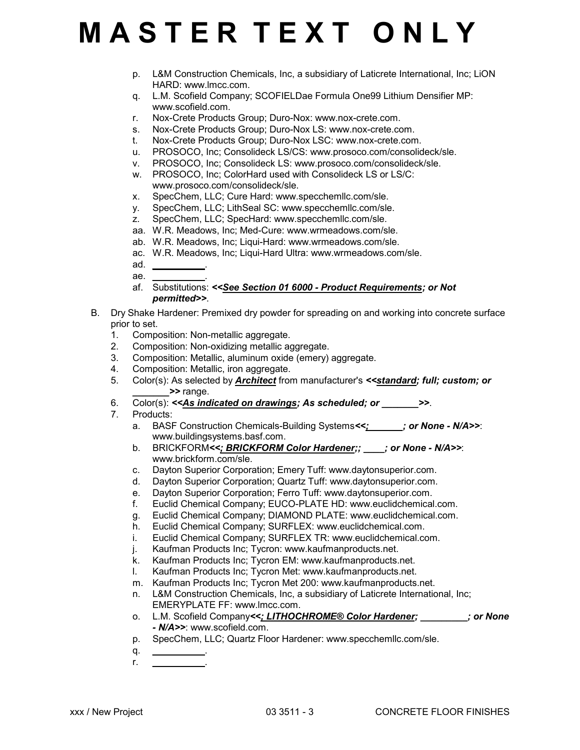# M A S T E R T E X T O N L Y

p. L&M Construction Chemicals, Inc, a subsidiary of Laticrete International, Inc; LiON HARD: www.lmcc.com.
q. L.M. Scofield Company; SCOFIELDae Formula One99 Lithium Densifier MP: www.scofield.com.
r. Nox-Crete Products Group; Duro-Nox: www.nox-crete.com.
s. Nox-Crete Products Group; Duro-Nox LS: www.nox-crete.com.
t. Nox-Crete Products Group; Duro-Nox LSC: www.nox-crete.com.
u. PROSOCO, Inc; Consolideck LS/CS: www.prosoco.com/consolideck/sle.
v. PROSOCO, Inc; Consolideck LS: www.prosoco.com/consolideck/sle.
w. PROSOCO, Inc; ColorHard used with Consolideck LS or LS/C: www.prosoco.com/consolideck/sle.
x. SpecChem, LLC; Cure Hard: www.specchemllc.com/sle.
y. SpecChem, LLC; LithSeal SC: www.specchemllc.com/sle.
z. SpecChem, LLC; SpecHard: www.specchemllc.com/sle.
aa. W.R. Meadows, Inc; Med-Cure: www.wrmeadows.com/sle.
ab. W.R. Meadows, Inc; Liqui-Hard: www.wrmeadows.com/sle.
ac. W.R. Meadows, Inc; Liqui-Hard Ultra: www.wrmeadows.com/sle.
ad. __________.
ae. __________.
af. Substitutions: ***<<<u>See Section 01 6000 - Product Requirements</u>; or Not permitted>>***.

B. Dry Shake Hardener: Premixed dry powder for spreading on and working into concrete surface prior to set.
   1. Composition: Non-metallic aggregate.
   2. Composition: Non-oxidizing metallic aggregate.
   3. Composition: Metallic, aluminum oxide (emery) aggregate.
   4. Composition: Metallic, iron aggregate.
   5. Color(s): As selected by ***<u>Architect</u>*** from manufacturer's ***<<<u>standard</u>; full; custom; or _______>>*** range.
   6. Color(s): ***<<<u>As indicated on drawings</u>; As scheduled; or _______>>***.
   7. Products:
      a. BASF Construction Chemicals-Building Systems***<<<u>;</u>_______; or None - N/A>>***: www.buildingsystems.basf.com.
      b. BRICKFORM***<<<u>; BRICKFORM Color Hardener;</u>; ____; or None - N/A>>***: www.brickform.com/sle.
      c. Dayton Superior Corporation; Emery Tuff: www.daytonsuperior.com.
      d. Dayton Superior Corporation; Quartz Tuff: www.daytonsuperior.com.
      e. Dayton Superior Corporation; Ferro Tuff: www.daytonsuperior.com.
      f. Euclid Chemical Company; EUCO-PLATE HD: www.euclidchemical.com.
      g. Euclid Chemical Company; DIAMOND PLATE: www.euclidchemical.com.
      h. Euclid Chemical Company; SURFLEX: www.euclidchemical.com.
      i. Euclid Chemical Company; SURFLEX TR: www.euclidchemical.com.
      j. Kaufman Products Inc; Tycron: www.kaufmanproducts.net.
      k. Kaufman Products Inc; Tycron EM: www.kaufmanproducts.net.
      l. Kaufman Products Inc; Tycron Met: www.kaufmanproducts.net.
      m. Kaufman Products Inc; Tycron Met 200: www.kaufmanproducts.net.
      n. L&M Construction Chemicals, Inc, a subsidiary of Laticrete International, Inc; EMERYPLATE FF: www.lmcc.com.
      o. L.M. Scofield Company***<<<u>; LITHOCHROME® Color Hardener;</u> _________; or None - N/A>>***: www.scofield.com.
      p. SpecChem, LLC; Quartz Floor Hardener: www.specchemllc.com/sle.
      q. __________.
      r. __________.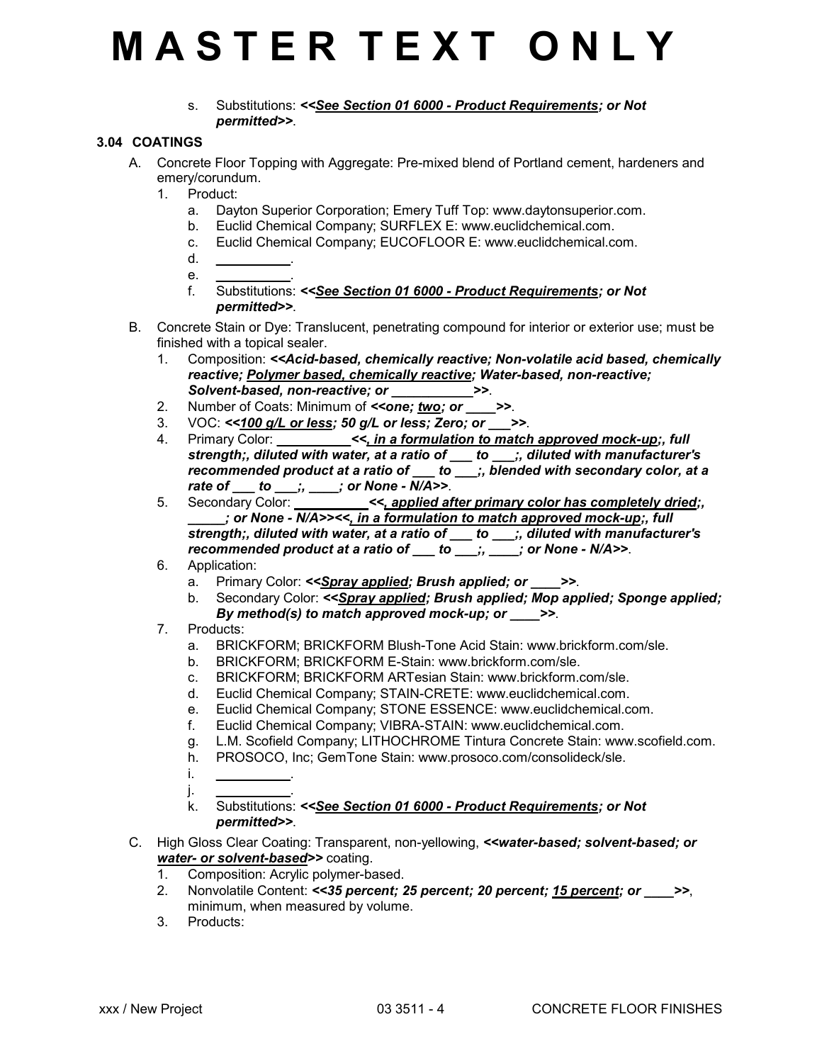# MASTER TEXT ONLY

s. Substitutions: ***<<<u>See Section 01 6000 - Product Requirements</u>; or Not permitted>>***.

### 3.04 COATINGS

A. Concrete Floor Topping with Aggregate: Pre-mixed blend of Portland cement, hardeners and emery/corundum.
   1. Product:
      a. Dayton Superior Corporation; Emery Tuff Top: www.daytonsuperior.com.
      b. Euclid Chemical Company; SURFLEX E: www.euclidchemical.com.
      c. Euclid Chemical Company; EUCOFLOOR E: www.euclidchemical.com.
      d. __________.
      e. __________.
      f. Substitutions: ***<<<u>See Section 01 6000 - Product Requirements</u>; or Not permitted>>***.

B. Concrete Stain or Dye: Translucent, penetrating compound for interior or exterior use; must be finished with a topical sealer.
   1. Composition: ***<<Acid-based, chemically reactive; Non-volatile acid based, chemically reactive; <u>Polymer based, chemically reactive</u>; Water-based, non-reactive; Solvent-based, non-reactive; or ___________>>***.
   2. Number of Coats: Minimum of ***<<one; <u>two</u>; or ____>>***.
   3. VOC: ***<<<u>100 g/L or less</u>; 50 g/L or less; Zero; or ___>>***.
   4. Primary Color: __________***<<<u>, in a formulation to match approved mock-up</u>;, full strength;, diluted with water, at a ratio of ___ to ___;, diluted with manufacturer's recommended product at a ratio of ___ to ___;, blended with secondary color, at a rate of ___ to ___;, ____; or None - N/A>>***.
   5. Secondary Color: __________***<<<u>, applied after primary color has completely dried</u>;, _____; or None - N/A>><<<u>, in a formulation to match approved mock-up</u>;, full strength;, diluted with water, at a ratio of ___ to ___;, diluted with manufacturer's recommended product at a ratio of ___ to ___;, ____; or None - N/A>>***.
   6. Application:
      a. Primary Color: ***<<<u>Spray applied</u>; Brush applied; or ____>>***.
      b. Secondary Color: ***<<<u>Spray applied</u>; Brush applied; Mop applied; Sponge applied; By method(s) to match approved mock-up; or ____>>***.
   7. Products:
      a. BRICKFORM; BRICKFORM Blush-Tone Acid Stain: www.brickform.com/sle.
      b. BRICKFORM; BRICKFORM E-Stain: www.brickform.com/sle.
      c. BRICKFORM; BRICKFORM ARTesian Stain: www.brickform.com/sle.
      d. Euclid Chemical Company; STAIN-CRETE: www.euclidchemical.com.
      e. Euclid Chemical Company; STONE ESSENCE: www.euclidchemical.com.
      f. Euclid Chemical Company; VIBRA-STAIN: www.euclidchemical.com.
      g. L.M. Scofield Company; LITHOCHROME Tintura Concrete Stain: www.scofield.com.
      h. PROSOCO, Inc; GemTone Stain: www.prosoco.com/consolideck/sle.
      i. __________.
      j. __________.
      k. Substitutions: ***<<<u>See Section 01 6000 - Product Requirements</u>; or Not permitted>>***.

C. High Gloss Clear Coating: Transparent, non-yellowing, ***<<water-based; solvent-based; or <u>water- or solvent-based</u>>>*** coating.
   1. Composition: Acrylic polymer-based.
   2. Nonvolatile Content: ***<<35 percent; 25 percent; 20 percent; <u>15 percent</u>; or ____>>***, minimum, when measured by volume.
   3. Products: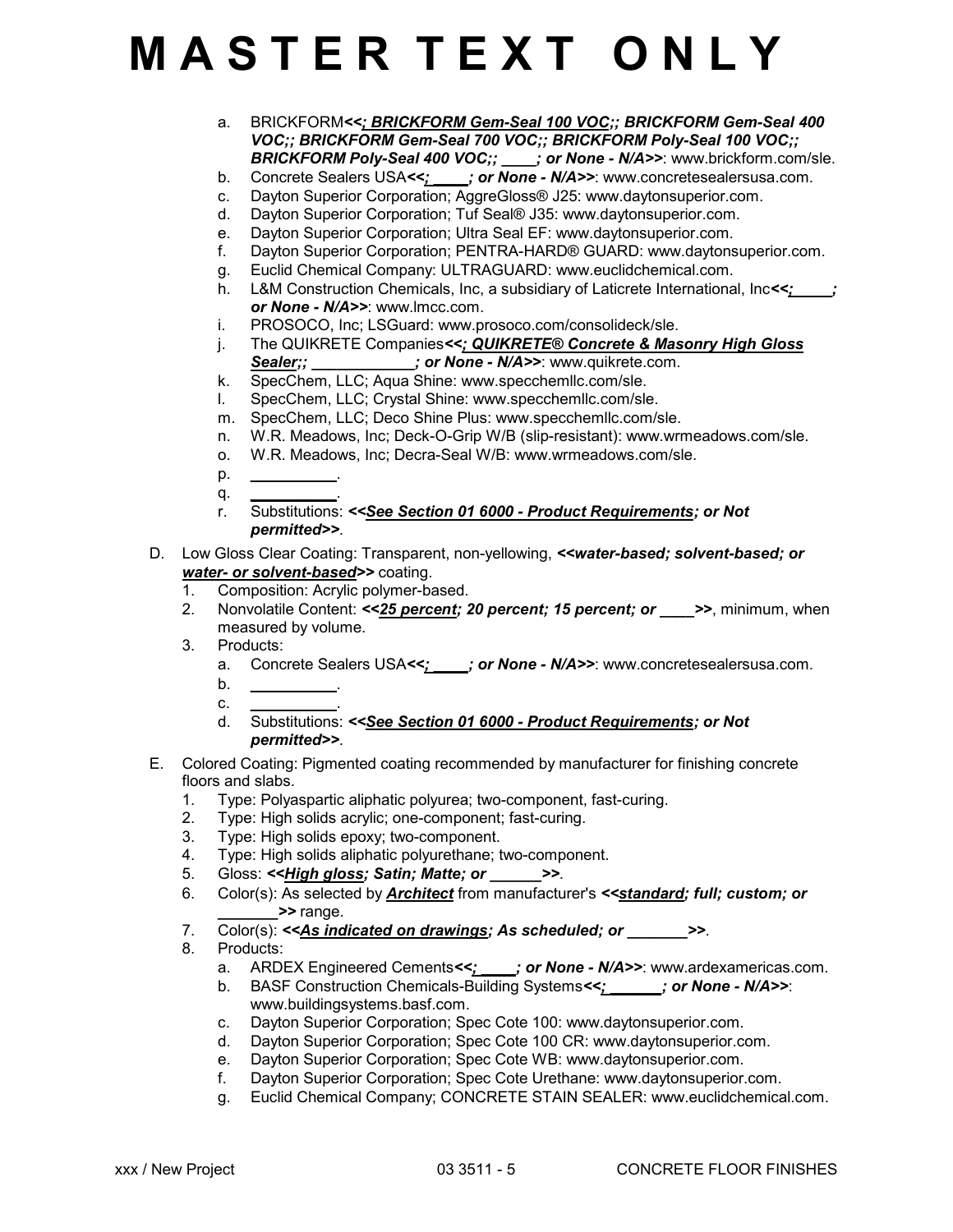# M A S T E R T E X T O N L Y

a. BRICKFORM***<<; BRICKFORM Gem-Seal 100 VOC;; BRICKFORM Gem-Seal 400 VOC;; BRICKFORM Gem-Seal 700 VOC;; BRICKFORM Poly-Seal 100 VOC;; BRICKFORM Poly-Seal 400 VOC;; ____; or None - N/A>>***: www.brickform.com/sle.
b. Concrete Sealers USA***<<; ____; or None - N/A>>***: www.concretesealersusa.com.
c. Dayton Superior Corporation; AggreGloss® J25: www.daytonsuperior.com.
d. Dayton Superior Corporation; Tuf Seal® J35: www.daytonsuperior.com.
e. Dayton Superior Corporation; Ultra Seal EF: www.daytonsuperior.com.
f. Dayton Superior Corporation; PENTRA-HARD® GUARD: www.daytonsuperior.com.
g. Euclid Chemical Company: ULTRAGUARD: www.euclidchemical.com.
h. L&M Construction Chemicals, Inc, a subsidiary of Laticrete International, Inc***<<; ____; or None - N/A>>***: www.lmcc.com.
i. PROSOCO, Inc; LSGuard: www.prosoco.com/consolideck/sle.
j. The QUIKRETE Companies***<<; QUIKRETE® Concrete & Masonry High Gloss Sealer;; ____________; or None - N/A>>***: www.quikrete.com.
k. SpecChem, LLC; Aqua Shine: www.specchemllc.com/sle.
l. SpecChem, LLC; Crystal Shine: www.specchemllc.com/sle.
m. SpecChem, LLC; Deco Shine Plus: www.specchemllc.com/sle.
n. W.R. Meadows, Inc; Deck-O-Grip W/B (slip-resistant): www.wrmeadows.com/sle.
o. W.R. Meadows, Inc; Decra-Seal W/B: www.wrmeadows.com/sle.
p. __________.
q. __________.
r. Substitutions: ***<<See Section 01 6000 - Product Requirements; or Not permitted>>***.

D. Low Gloss Clear Coating: Transparent, non-yellowing, ***<<water-based; solvent-based; or water- or solvent-based>>*** coating.
   1. Composition: Acrylic polymer-based.
   2. Nonvolatile Content: ***<<25 percent; 20 percent; 15 percent; or ____>>***, minimum, when measured by volume.
   3. Products:
      a. Concrete Sealers USA***<<; ____; or None - N/A>>***: www.concretesealersusa.com.
      b. __________.
      c. __________.
      d. Substitutions: ***<<See Section 01 6000 - Product Requirements; or Not permitted>>***.

E. Colored Coating: Pigmented coating recommended by manufacturer for finishing concrete floors and slabs.
   1. Type: Polyaspartic aliphatic polyurea; two-component, fast-curing.
   2. Type: High solids acrylic; one-component; fast-curing.
   3. Type: High solids epoxy; two-component.
   4. Type: High solids aliphatic polyurethane; two-component.
   5. Gloss: ***<<High gloss; Satin; Matte; or ______>>***.
   6. Color(s): As selected by ***Architect*** from manufacturer's ***<<standard; full; custom; or _______>>*** range.
   7. Color(s): ***<<As indicated on drawings; As scheduled; or _______>>***.
   8. Products:
      a. ARDEX Engineered Cements***<<; ____; or None - N/A>>***: www.ardexamericas.com.
      b. BASF Construction Chemicals-Building Systems***<<; ______; or None - N/A>>***: www.buildingsystems.basf.com.
      c. Dayton Superior Corporation; Spec Cote 100: www.daytonsuperior.com.
      d. Dayton Superior Corporation; Spec Cote 100 CR: www.daytonsuperior.com.
      e. Dayton Superior Corporation; Spec Cote WB: www.daytonsuperior.com.
      f. Dayton Superior Corporation; Spec Cote Urethane: www.daytonsuperior.com.
      g. Euclid Chemical Company; CONCRETE STAIN SEALER: www.euclidchemical.com.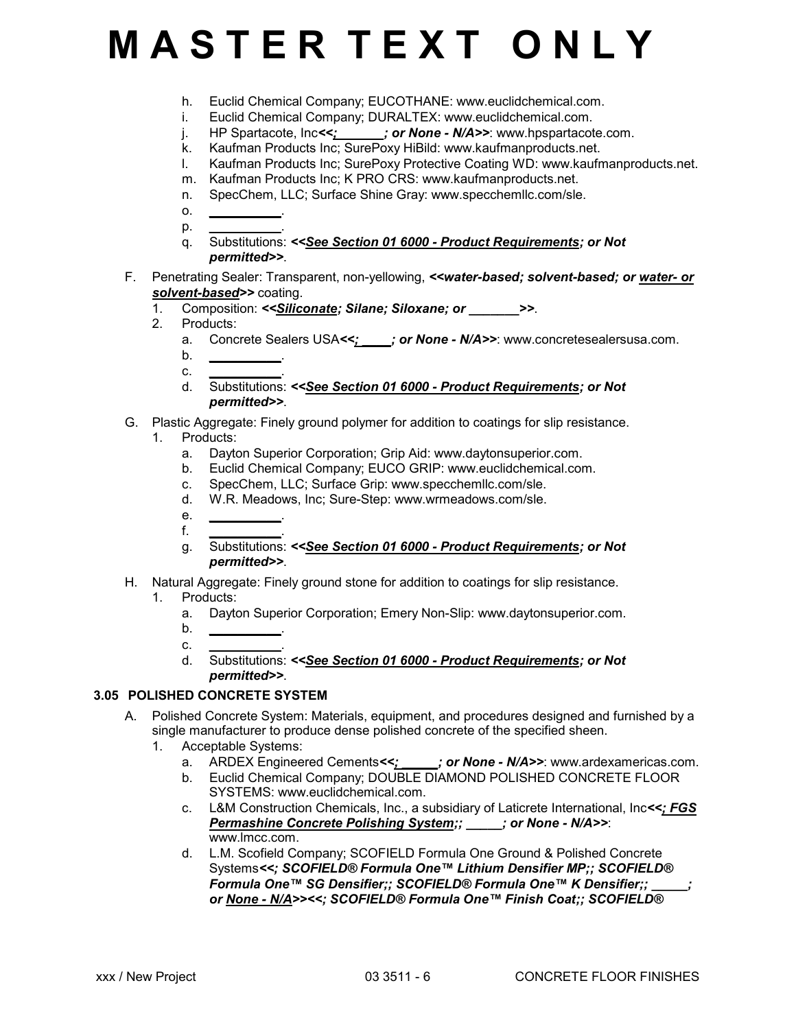# M A S T E R T E X T O N L Y

h. Euclid Chemical Company; EUCOTHANE: www.euclidchemical.com.
i. Euclid Chemical Company; DURALTEX: www.euclidchemical.com.
j. HP Spartacote, Inc***<<;_______; or None - N/A>>***: www.hpspartacote.com.
k. Kaufman Products Inc; SurePoxy HiBild: www.kaufmanproducts.net.
l. Kaufman Products Inc; SurePoxy Protective Coating WD: www.kaufmanproducts.net.
m. Kaufman Products Inc; K PRO CRS: www.kaufmanproducts.net.
n. SpecChem, LLC; Surface Shine Gray: www.specchemllc.com/sle.
o. __________.
p. __________.
q. Substitutions: ***<<See Section 01 6000 - Product Requirements; or Not permitted>>***.

F. Penetrating Sealer: Transparent, non-yellowing, ***<<water-based; solvent-based; or water- or solvent-based>>*** coating.
1. Composition: ***<<Siliconate; Silane; Siloxane; or _______>>***.
2. Products:
a. Concrete Sealers USA***<<;____; or None - N/A>>***: www.concretesealersusa.com.
b. __________.
c. __________.
d. Substitutions: ***<<See Section 01 6000 - Product Requirements; or Not permitted>>***.

G. Plastic Aggregate: Finely ground polymer for addition to coatings for slip resistance.
1. Products:
a. Dayton Superior Corporation; Grip Aid: www.daytonsuperior.com.
b. Euclid Chemical Company; EUCO GRIP: www.euclidchemical.com.
c. SpecChem, LLC; Surface Grip: www.specchemllc.com/sle.
d. W.R. Meadows, Inc; Sure-Step: www.wrmeadows.com/sle.
e. __________.
f. __________.
g. Substitutions: ***<<See Section 01 6000 - Product Requirements; or Not permitted>>***.

H. Natural Aggregate: Finely ground stone for addition to coatings for slip resistance.
1. Products:
a. Dayton Superior Corporation; Emery Non-Slip: www.daytonsuperior.com.
b. __________.
c. __________.
d. Substitutions: ***<<See Section 01 6000 - Product Requirements; or Not permitted>>***.

### 3.05 POLISHED CONCRETE SYSTEM

A. Polished Concrete System: Materials, equipment, and procedures designed and furnished by a single manufacturer to produce dense polished concrete of the specified sheen.
1. Acceptable Systems:
a. ARDEX Engineered Cements***<<;_____; or None - N/A>>***: www.ardexamericas.com.
b. Euclid Chemical Company; DOUBLE DIAMOND POLISHED CONCRETE FLOOR SYSTEMS: www.euclidchemical.com.
c. L&M Construction Chemicals, Inc., a subsidiary of Laticrete International, Inc***<<; FGS Permashine Concrete Polishing System;; _____; or None - N/A>>***: www.lmcc.com.
d. L.M. Scofield Company; SCOFIELD Formula One Ground & Polished Concrete Systems***<<; SCOFIELD® Formula One™ Lithium Densifier MP;; SCOFIELD® Formula One™ SG Densifier;; SCOFIELD® Formula One™ K Densifier;; _____; or None - N/A>><<; SCOFIELD® Formula One™ Finish Coat;; SCOFIELD®***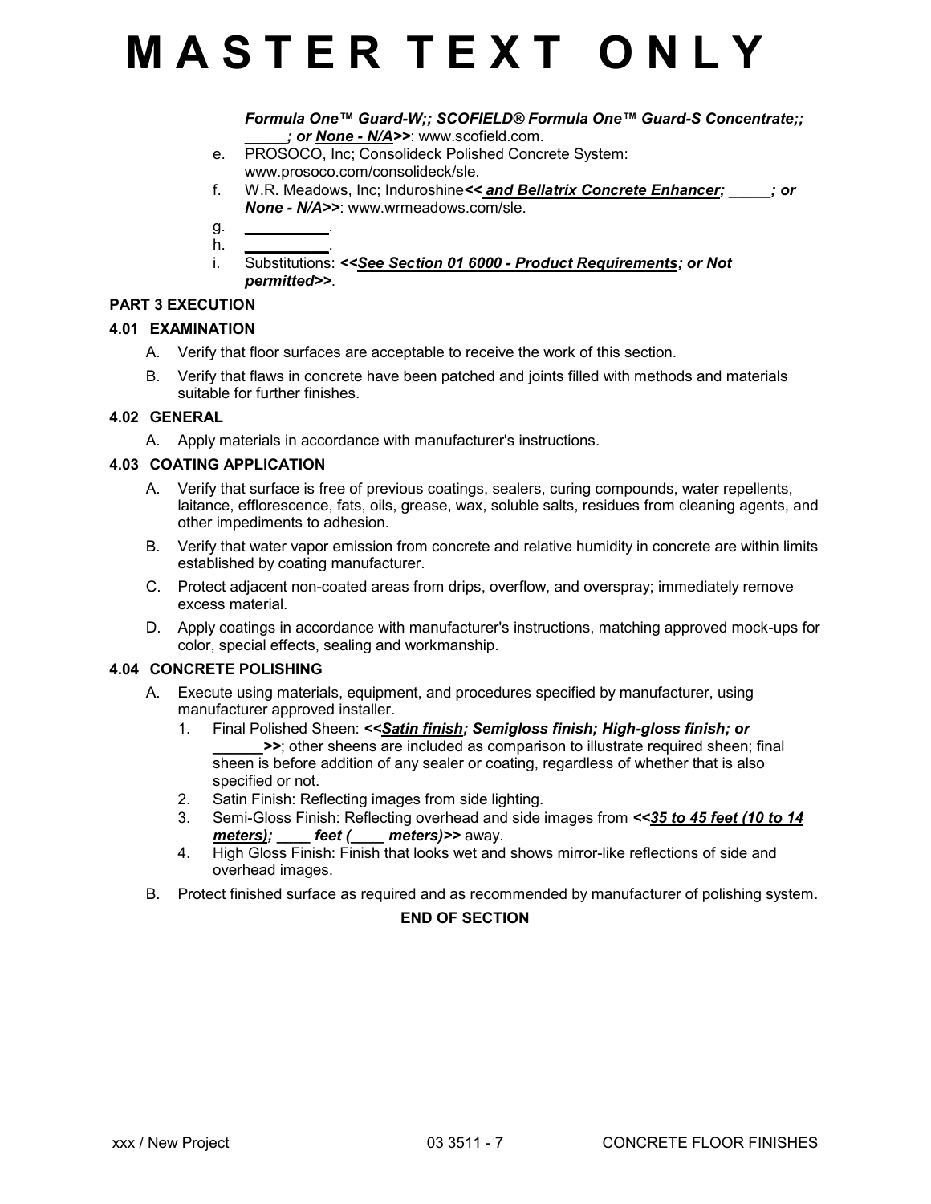# M A S T E R T E X T O N L Y

*Formula One™ Guard-W;; SCOFIELD® Formula One™ Guard-S Concentrate;; _____; or None - N/A>>*: www.scofield.com.

e. PROSOCO, Inc; Consolideck Polished Concrete System: www.prosoco.com/consolideck/sle.

f. W.R. Meadows, Inc; Induroshine*<< and Bellatrix Concrete Enhancer; _____; or None - N/A>>*: www.wrmeadows.com/sle.

g. __________.

h. __________.

i. Substitutions: *<<See Section 01 6000 - Product Requirements; or Not permitted>>*.

**PART 3 EXECUTION**

**4.01 EXAMINATION**

A. Verify that floor surfaces are acceptable to receive the work of this section.

B. Verify that flaws in concrete have been patched and joints filled with methods and materials suitable for further finishes.

**4.02 GENERAL**

A. Apply materials in accordance with manufacturer's instructions.

**4.03 COATING APPLICATION**

A. Verify that surface is free of previous coatings, sealers, curing compounds, water repellents, laitance, efflorescence, fats, oils, grease, wax, soluble salts, residues from cleaning agents, and other impediments to adhesion.

B. Verify that water vapor emission from concrete and relative humidity in concrete are within limits established by coating manufacturer.

C. Protect adjacent non-coated areas from drips, overflow, and overspray; immediately remove excess material.

D. Apply coatings in accordance with manufacturer's instructions, matching approved mock-ups for color, special effects, sealing and workmanship.

**4.04 CONCRETE POLISHING**

A. Execute using materials, equipment, and procedures specified by manufacturer, using manufacturer approved installer.

1. Final Polished Sheen: *<<Satin finish; Semigloss finish; High-gloss finish; or ______>>*; other sheens are included as comparison to illustrate required sheen; final sheen is before addition of any sealer or coating, regardless of whether that is also specified or not.
2. Satin Finish: Reflecting images from side lighting.
3. Semi-Gloss Finish: Reflecting overhead and side images from *<<35 to 45 feet (10 to 14 meters); ____ feet (____ meters)>>* away.
4. High Gloss Finish: Finish that looks wet and shows mirror-like reflections of side and overhead images.

B. Protect finished surface as required and as recommended by manufacturer of polishing system.

**END OF SECTION**